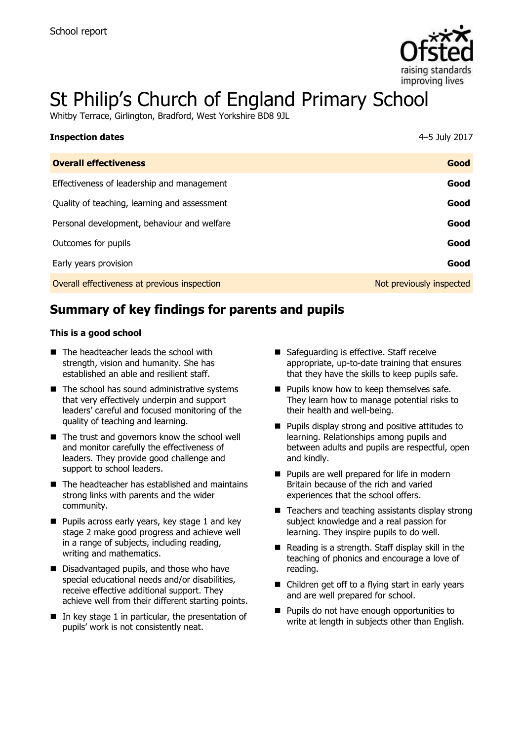School report

# St Philip's Church of England Primary School

Whitby Terrace, Girlington, Bradford, West Yorkshire BD8 9JL

| **Inspection dates** | 4–5 July 2017 |
| --- | --- |
| **Overall effectiveness** | **Good** |
| Effectiveness of leadership and management | **Good** |
| Quality of teaching, learning and assessment | **Good** |
| Personal development, behaviour and welfare | **Good** |
| Outcomes for pupils | **Good** |
| Early years provision | **Good** |
| Overall effectiveness at previous inspection | Not previously inspected |

## Summary of key findings for parents and pupils

**This is a good school**

- The headteacher leads the school with strength, vision and humanity. She has established an able and resilient staff.
- The school has sound administrative systems that very effectively underpin and support leaders' careful and focused monitoring of the quality of teaching and learning.
- The trust and governors know the school well and monitor carefully the effectiveness of leaders. They provide good challenge and support to school leaders.
- The headteacher has established and maintains strong links with parents and the wider community.
- Pupils across early years, key stage 1 and key stage 2 make good progress and achieve well in a range of subjects, including reading, writing and mathematics.
- Disadvantaged pupils, and those who have special educational needs and/or disabilities, receive effective additional support. They achieve well from their different starting points.
- In key stage 1 in particular, the presentation of pupils' work is not consistently neat.
- Safeguarding is effective. Staff receive appropriate, up-to-date training that ensures that they have the skills to keep pupils safe.
- Pupils know how to keep themselves safe. They learn how to manage potential risks to their health and well-being.
- Pupils display strong and positive attitudes to learning. Relationships among pupils and between adults and pupils are respectful, open and kindly.
- Pupils are well prepared for life in modern Britain because of the rich and varied experiences that the school offers.
- Teachers and teaching assistants display strong subject knowledge and a real passion for learning. They inspire pupils to do well.
- Reading is a strength. Staff display skill in the teaching of phonics and encourage a love of reading.
- Children get off to a flying start in early years and are well prepared for school.
- Pupils do not have enough opportunities to write at length in subjects other than English.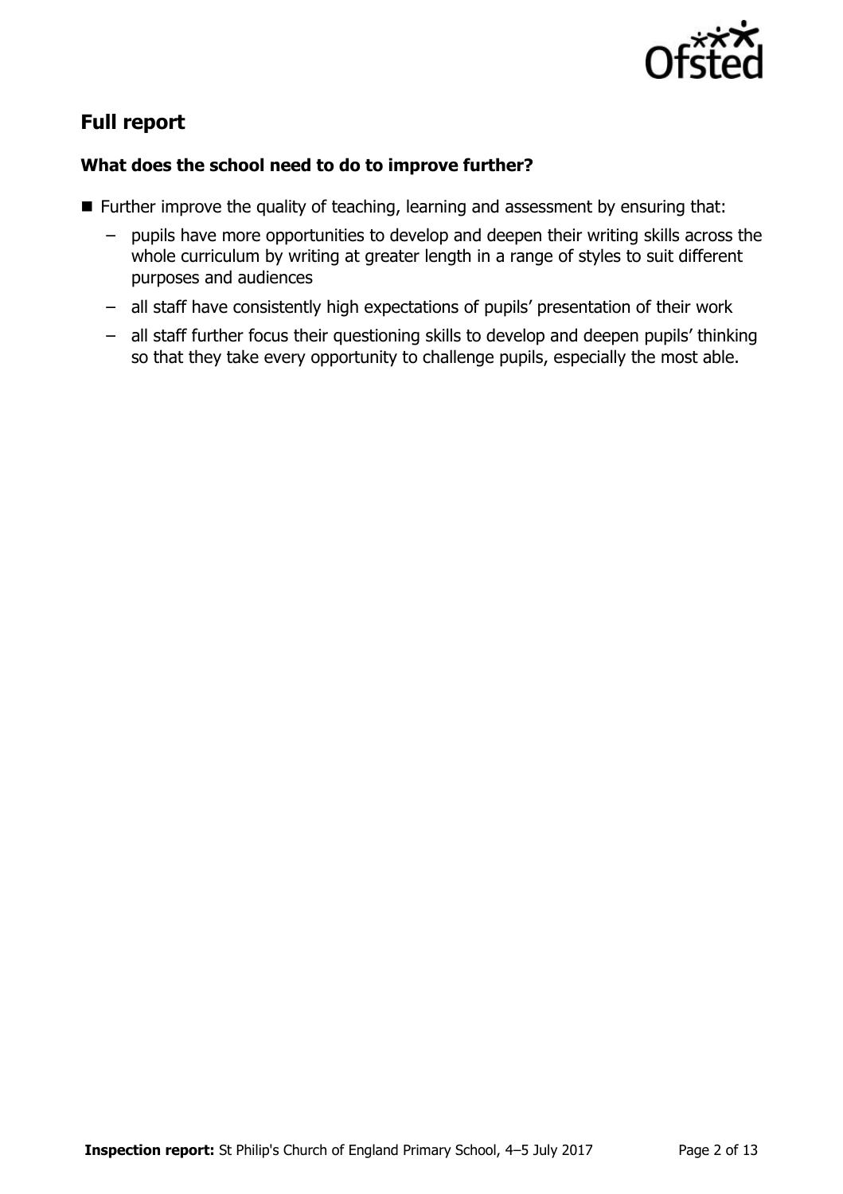## Full report

### What does the school need to do to improve further?

- Further improve the quality of teaching, learning and assessment by ensuring that:
  - pupils have more opportunities to develop and deepen their writing skills across the whole curriculum by writing at greater length in a range of styles to suit different purposes and audiences
  - all staff have consistently high expectations of pupils' presentation of their work
  - all staff further focus their questioning skills to develop and deepen pupils' thinking so that they take every opportunity to challenge pupils, especially the most able.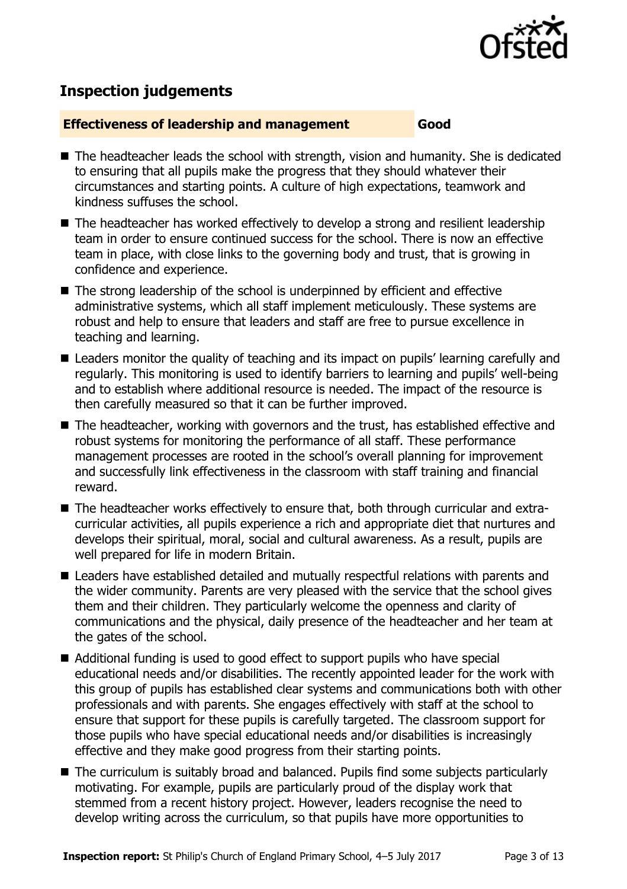## Inspection judgements

**Effectiveness of leadership and management** **Good**

- The headteacher leads the school with strength, vision and humanity. She is dedicated to ensuring that all pupils make the progress that they should whatever their circumstances and starting points. A culture of high expectations, teamwork and kindness suffuses the school.
- The headteacher has worked effectively to develop a strong and resilient leadership team in order to ensure continued success for the school. There is now an effective team in place, with close links to the governing body and trust, that is growing in confidence and experience.
- The strong leadership of the school is underpinned by efficient and effective administrative systems, which all staff implement meticulously. These systems are robust and help to ensure that leaders and staff are free to pursue excellence in teaching and learning.
- Leaders monitor the quality of teaching and its impact on pupils' learning carefully and regularly. This monitoring is used to identify barriers to learning and pupils' well-being and to establish where additional resource is needed. The impact of the resource is then carefully measured so that it can be further improved.
- The headteacher, working with governors and the trust, has established effective and robust systems for monitoring the performance of all staff. These performance management processes are rooted in the school's overall planning for improvement and successfully link effectiveness in the classroom with staff training and financial reward.
- The headteacher works effectively to ensure that, both through curricular and extra-curricular activities, all pupils experience a rich and appropriate diet that nurtures and develops their spiritual, moral, social and cultural awareness. As a result, pupils are well prepared for life in modern Britain.
- Leaders have established detailed and mutually respectful relations with parents and the wider community. Parents are very pleased with the service that the school gives them and their children. They particularly welcome the openness and clarity of communications and the physical, daily presence of the headteacher and her team at the gates of the school.
- Additional funding is used to good effect to support pupils who have special educational needs and/or disabilities. The recently appointed leader for the work with this group of pupils has established clear systems and communications both with other professionals and with parents. She engages effectively with staff at the school to ensure that support for these pupils is carefully targeted. The classroom support for those pupils who have special educational needs and/or disabilities is increasingly effective and they make good progress from their starting points.
- The curriculum is suitably broad and balanced. Pupils find some subjects particularly motivating. For example, pupils are particularly proud of the display work that stemmed from a recent history project. However, leaders recognise the need to develop writing across the curriculum, so that pupils have more opportunities to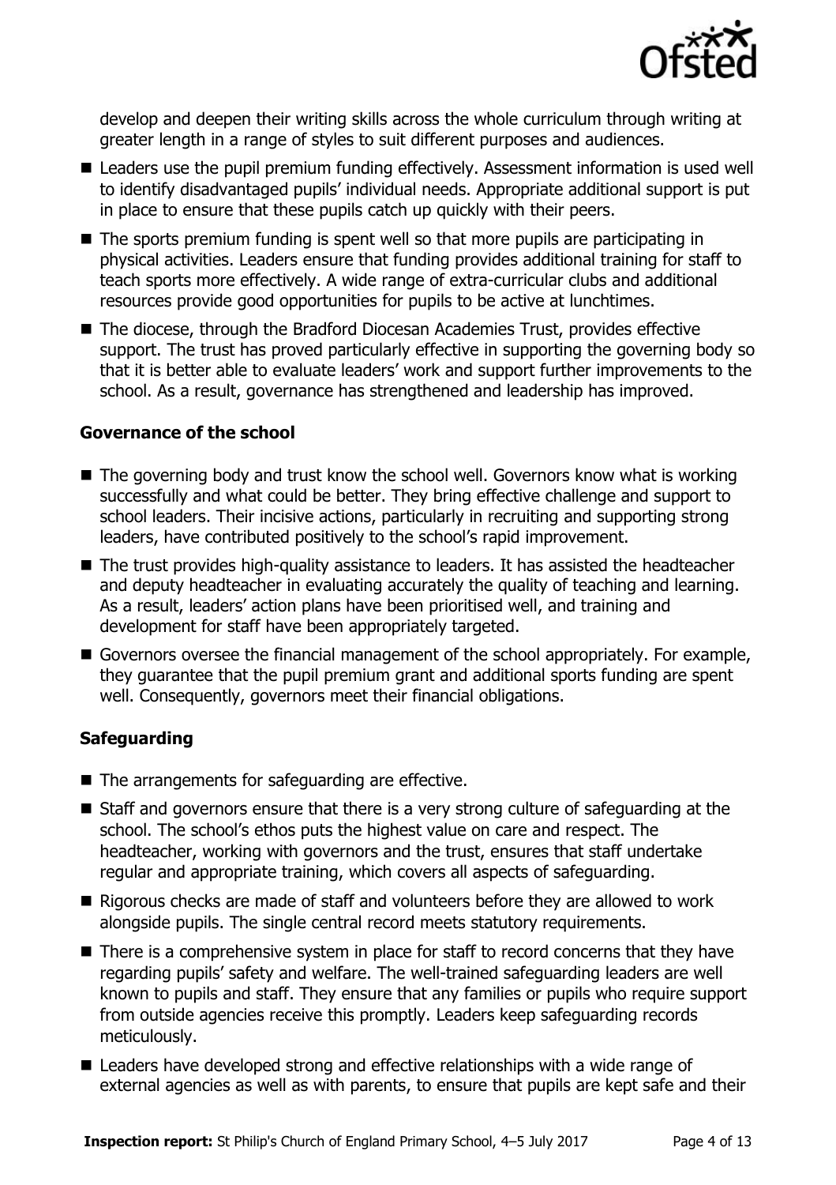develop and deepen their writing skills across the whole curriculum through writing at greater length in a range of styles to suit different purposes and audiences.

- Leaders use the pupil premium funding effectively. Assessment information is used well to identify disadvantaged pupils' individual needs. Appropriate additional support is put in place to ensure that these pupils catch up quickly with their peers.
- The sports premium funding is spent well so that more pupils are participating in physical activities. Leaders ensure that funding provides additional training for staff to teach sports more effectively. A wide range of extra-curricular clubs and additional resources provide good opportunities for pupils to be active at lunchtimes.
- The diocese, through the Bradford Diocesan Academies Trust, provides effective support. The trust has proved particularly effective in supporting the governing body so that it is better able to evaluate leaders' work and support further improvements to the school. As a result, governance has strengthened and leadership has improved.

### Governance of the school

- The governing body and trust know the school well. Governors know what is working successfully and what could be better. They bring effective challenge and support to school leaders. Their incisive actions, particularly in recruiting and supporting strong leaders, have contributed positively to the school's rapid improvement.
- The trust provides high-quality assistance to leaders. It has assisted the headteacher and deputy headteacher in evaluating accurately the quality of teaching and learning. As a result, leaders' action plans have been prioritised well, and training and development for staff have been appropriately targeted.
- Governors oversee the financial management of the school appropriately. For example, they guarantee that the pupil premium grant and additional sports funding are spent well. Consequently, governors meet their financial obligations.

### Safeguarding

- The arrangements for safeguarding are effective.
- Staff and governors ensure that there is a very strong culture of safeguarding at the school. The school's ethos puts the highest value on care and respect. The headteacher, working with governors and the trust, ensures that staff undertake regular and appropriate training, which covers all aspects of safeguarding.
- Rigorous checks are made of staff and volunteers before they are allowed to work alongside pupils. The single central record meets statutory requirements.
- There is a comprehensive system in place for staff to record concerns that they have regarding pupils' safety and welfare. The well-trained safeguarding leaders are well known to pupils and staff. They ensure that any families or pupils who require support from outside agencies receive this promptly. Leaders keep safeguarding records meticulously.
- Leaders have developed strong and effective relationships with a wide range of external agencies as well as with parents, to ensure that pupils are kept safe and their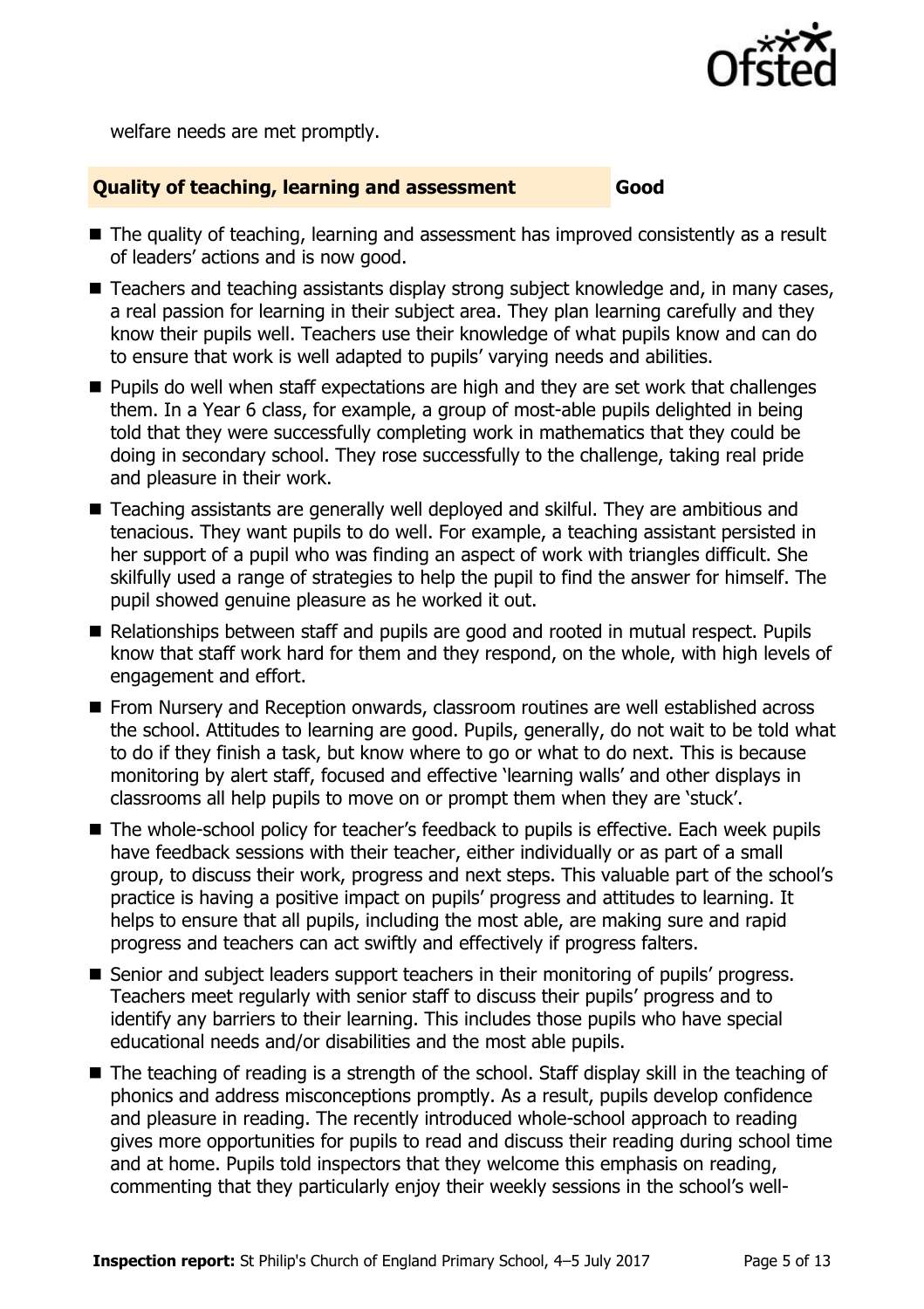welfare needs are met promptly.

## Quality of teaching, learning and assessment — Good

- The quality of teaching, learning and assessment has improved consistently as a result of leaders' actions and is now good.
- Teachers and teaching assistants display strong subject knowledge and, in many cases, a real passion for learning in their subject area. They plan learning carefully and they know their pupils well. Teachers use their knowledge of what pupils know and can do to ensure that work is well adapted to pupils' varying needs and abilities.
- Pupils do well when staff expectations are high and they are set work that challenges them. In a Year 6 class, for example, a group of most-able pupils delighted in being told that they were successfully completing work in mathematics that they could be doing in secondary school. They rose successfully to the challenge, taking real pride and pleasure in their work.
- Teaching assistants are generally well deployed and skilful. They are ambitious and tenacious. They want pupils to do well. For example, a teaching assistant persisted in her support of a pupil who was finding an aspect of work with triangles difficult. She skilfully used a range of strategies to help the pupil to find the answer for himself. The pupil showed genuine pleasure as he worked it out.
- Relationships between staff and pupils are good and rooted in mutual respect. Pupils know that staff work hard for them and they respond, on the whole, with high levels of engagement and effort.
- From Nursery and Reception onwards, classroom routines are well established across the school. Attitudes to learning are good. Pupils, generally, do not wait to be told what to do if they finish a task, but know where to go or what to do next. This is because monitoring by alert staff, focused and effective 'learning walls' and other displays in classrooms all help pupils to move on or prompt them when they are 'stuck'.
- The whole-school policy for teacher's feedback to pupils is effective. Each week pupils have feedback sessions with their teacher, either individually or as part of a small group, to discuss their work, progress and next steps. This valuable part of the school's practice is having a positive impact on pupils' progress and attitudes to learning. It helps to ensure that all pupils, including the most able, are making sure and rapid progress and teachers can act swiftly and effectively if progress falters.
- Senior and subject leaders support teachers in their monitoring of pupils' progress. Teachers meet regularly with senior staff to discuss their pupils' progress and to identify any barriers to their learning. This includes those pupils who have special educational needs and/or disabilities and the most able pupils.
- The teaching of reading is a strength of the school. Staff display skill in the teaching of phonics and address misconceptions promptly. As a result, pupils develop confidence and pleasure in reading. The recently introduced whole-school approach to reading gives more opportunities for pupils to read and discuss their reading during school time and at home. Pupils told inspectors that they welcome this emphasis on reading, commenting that they particularly enjoy their weekly sessions in the school's well-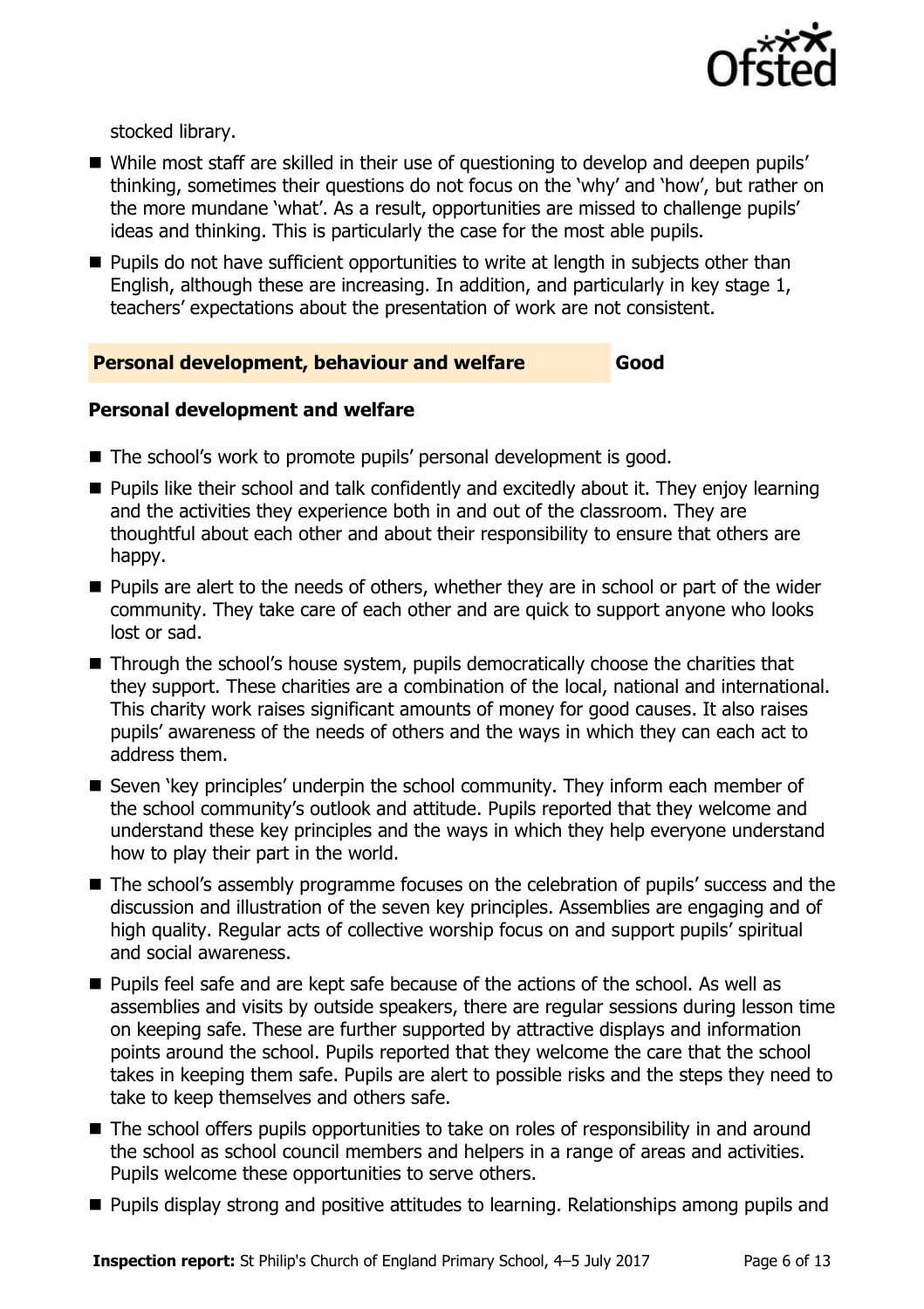stocked library.

- While most staff are skilled in their use of questioning to develop and deepen pupils' thinking, sometimes their questions do not focus on the 'why' and 'how', but rather on the more mundane 'what'. As a result, opportunities are missed to challenge pupils' ideas and thinking. This is particularly the case for the most able pupils.
- Pupils do not have sufficient opportunities to write at length in subjects other than English, although these are increasing. In addition, and particularly in key stage 1, teachers' expectations about the presentation of work are not consistent.

| **Personal development, behaviour and welfare** | **Good** |
|---|---|

### Personal development and welfare

- The school's work to promote pupils' personal development is good.
- Pupils like their school and talk confidently and excitedly about it. They enjoy learning and the activities they experience both in and out of the classroom. They are thoughtful about each other and about their responsibility to ensure that others are happy.
- Pupils are alert to the needs of others, whether they are in school or part of the wider community. They take care of each other and are quick to support anyone who looks lost or sad.
- Through the school's house system, pupils democratically choose the charities that they support. These charities are a combination of the local, national and international. This charity work raises significant amounts of money for good causes. It also raises pupils' awareness of the needs of others and the ways in which they can each act to address them.
- Seven 'key principles' underpin the school community. They inform each member of the school community's outlook and attitude. Pupils reported that they welcome and understand these key principles and the ways in which they help everyone understand how to play their part in the world.
- The school's assembly programme focuses on the celebration of pupils' success and the discussion and illustration of the seven key principles. Assemblies are engaging and of high quality. Regular acts of collective worship focus on and support pupils' spiritual and social awareness.
- Pupils feel safe and are kept safe because of the actions of the school. As well as assemblies and visits by outside speakers, there are regular sessions during lesson time on keeping safe. These are further supported by attractive displays and information points around the school. Pupils reported that they welcome the care that the school takes in keeping them safe. Pupils are alert to possible risks and the steps they need to take to keep themselves and others safe.
- The school offers pupils opportunities to take on roles of responsibility in and around the school as school council members and helpers in a range of areas and activities. Pupils welcome these opportunities to serve others.
- Pupils display strong and positive attitudes to learning. Relationships among pupils and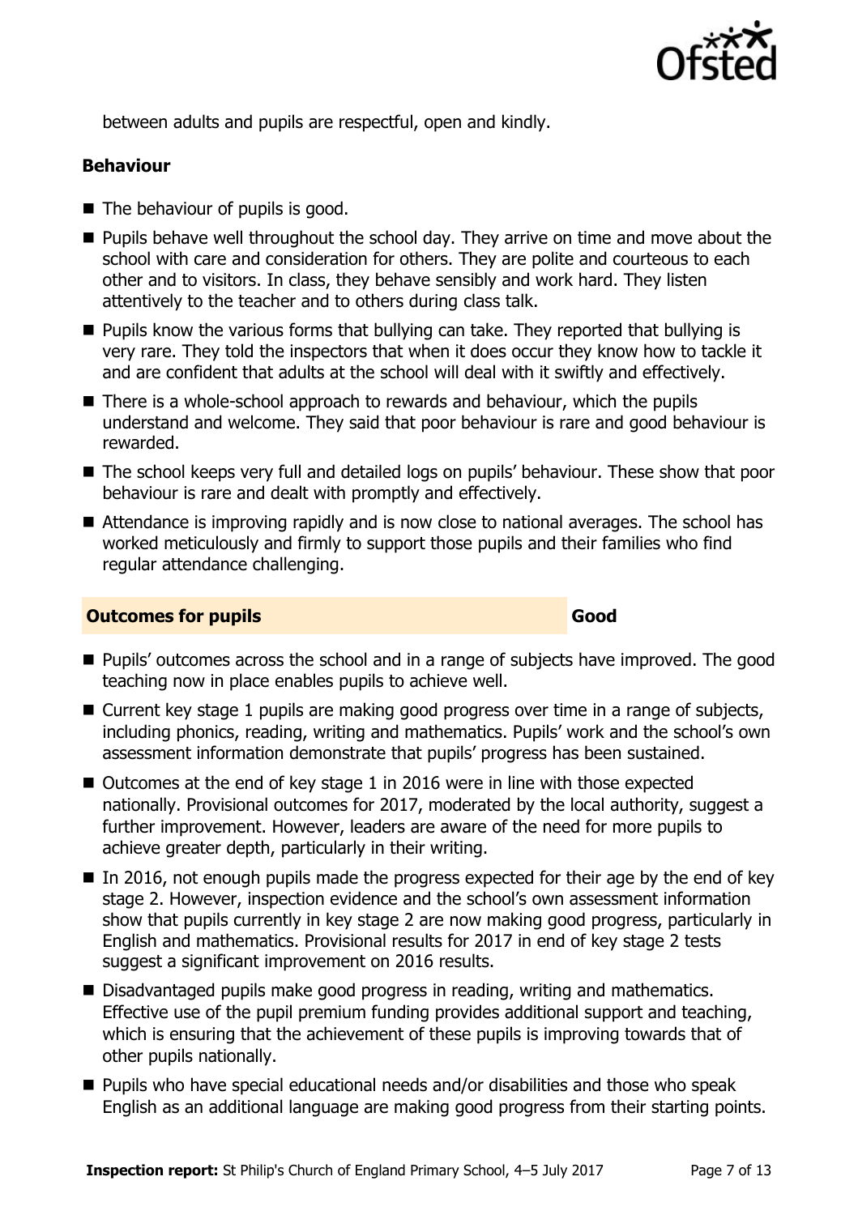between adults and pupils are respectful, open and kindly.

### Behaviour

- The behaviour of pupils is good.
- Pupils behave well throughout the school day. They arrive on time and move about the school with care and consideration for others. They are polite and courteous to each other and to visitors. In class, they behave sensibly and work hard. They listen attentively to the teacher and to others during class talk.
- Pupils know the various forms that bullying can take. They reported that bullying is very rare. They told the inspectors that when it does occur they know how to tackle it and are confident that adults at the school will deal with it swiftly and effectively.
- There is a whole-school approach to rewards and behaviour, which the pupils understand and welcome. They said that poor behaviour is rare and good behaviour is rewarded.
- The school keeps very full and detailed logs on pupils' behaviour. These show that poor behaviour is rare and dealt with promptly and effectively.
- Attendance is improving rapidly and is now close to national averages. The school has worked meticulously and firmly to support those pupils and their families who find regular attendance challenging.

## Outcomes for pupils — Good

- Pupils' outcomes across the school and in a range of subjects have improved. The good teaching now in place enables pupils to achieve well.
- Current key stage 1 pupils are making good progress over time in a range of subjects, including phonics, reading, writing and mathematics. Pupils' work and the school's own assessment information demonstrate that pupils' progress has been sustained.
- Outcomes at the end of key stage 1 in 2016 were in line with those expected nationally. Provisional outcomes for 2017, moderated by the local authority, suggest a further improvement. However, leaders are aware of the need for more pupils to achieve greater depth, particularly in their writing.
- In 2016, not enough pupils made the progress expected for their age by the end of key stage 2. However, inspection evidence and the school's own assessment information show that pupils currently in key stage 2 are now making good progress, particularly in English and mathematics. Provisional results for 2017 in end of key stage 2 tests suggest a significant improvement on 2016 results.
- Disadvantaged pupils make good progress in reading, writing and mathematics. Effective use of the pupil premium funding provides additional support and teaching, which is ensuring that the achievement of these pupils is improving towards that of other pupils nationally.
- Pupils who have special educational needs and/or disabilities and those who speak English as an additional language are making good progress from their starting points.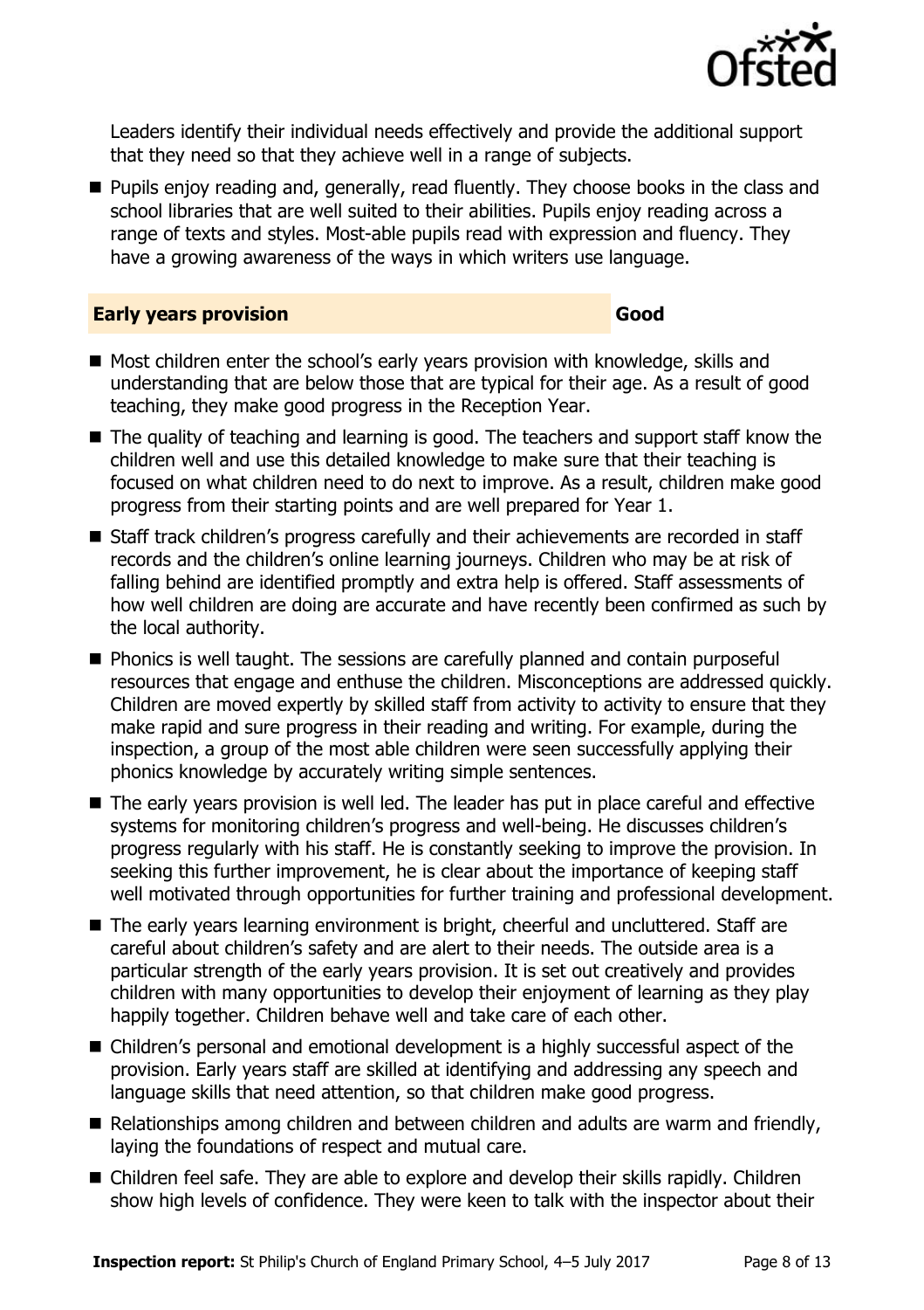Leaders identify their individual needs effectively and provide the additional support that they need so that they achieve well in a range of subjects.

- Pupils enjoy reading and, generally, read fluently. They choose books in the class and school libraries that are well suited to their abilities. Pupils enjoy reading across a range of texts and styles. Most-able pupils read with expression and fluency. They have a growing awareness of the ways in which writers use language.

## Early years provision — Good

- Most children enter the school's early years provision with knowledge, skills and understanding that are below those that are typical for their age. As a result of good teaching, they make good progress in the Reception Year.
- The quality of teaching and learning is good. The teachers and support staff know the children well and use this detailed knowledge to make sure that their teaching is focused on what children need to do next to improve. As a result, children make good progress from their starting points and are well prepared for Year 1.
- Staff track children's progress carefully and their achievements are recorded in staff records and the children's online learning journeys. Children who may be at risk of falling behind are identified promptly and extra help is offered. Staff assessments of how well children are doing are accurate and have recently been confirmed as such by the local authority.
- Phonics is well taught. The sessions are carefully planned and contain purposeful resources that engage and enthuse the children. Misconceptions are addressed quickly. Children are moved expertly by skilled staff from activity to activity to ensure that they make rapid and sure progress in their reading and writing. For example, during the inspection, a group of the most able children were seen successfully applying their phonics knowledge by accurately writing simple sentences.
- The early years provision is well led. The leader has put in place careful and effective systems for monitoring children's progress and well-being. He discusses children's progress regularly with his staff. He is constantly seeking to improve the provision. In seeking this further improvement, he is clear about the importance of keeping staff well motivated through opportunities for further training and professional development.
- The early years learning environment is bright, cheerful and uncluttered. Staff are careful about children's safety and are alert to their needs. The outside area is a particular strength of the early years provision. It is set out creatively and provides children with many opportunities to develop their enjoyment of learning as they play happily together. Children behave well and take care of each other.
- Children's personal and emotional development is a highly successful aspect of the provision. Early years staff are skilled at identifying and addressing any speech and language skills that need attention, so that children make good progress.
- Relationships among children and between children and adults are warm and friendly, laying the foundations of respect and mutual care.
- Children feel safe. They are able to explore and develop their skills rapidly. Children show high levels of confidence. They were keen to talk with the inspector about their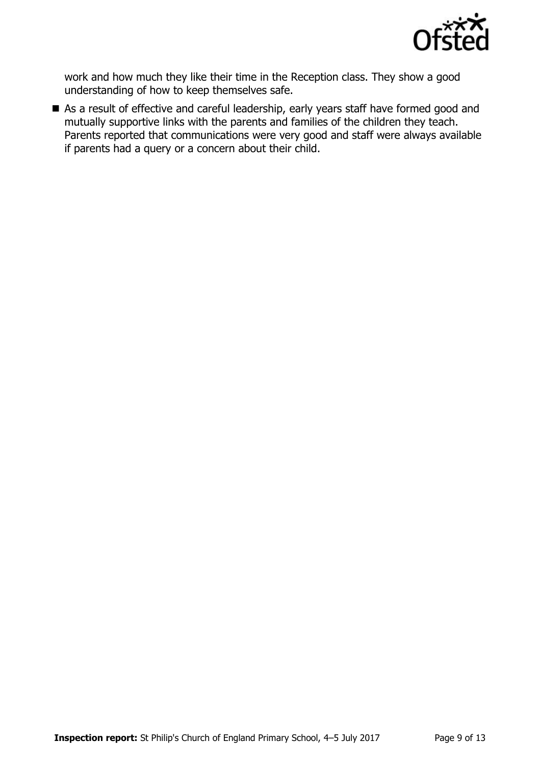work and how much they like their time in the Reception class. They show a good understanding of how to keep themselves safe.

- As a result of effective and careful leadership, early years staff have formed good and mutually supportive links with the parents and families of the children they teach. Parents reported that communications were very good and staff were always available if parents had a query or a concern about their child.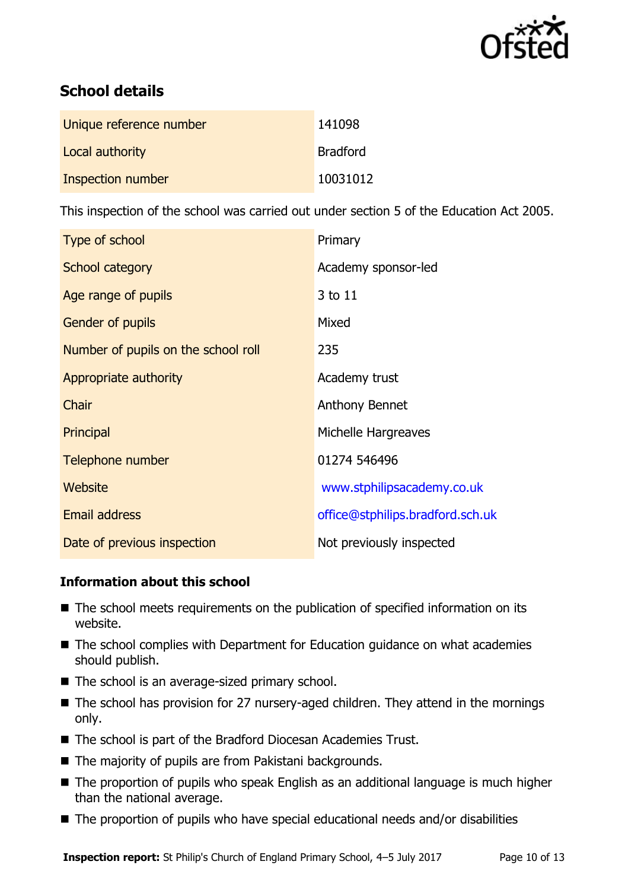## School details

| | |
|---|---|
| Unique reference number | 141098 |
| Local authority | Bradford |
| Inspection number | 10031012 |

This inspection of the school was carried out under section 5 of the Education Act 2005.

| | |
|---|---|
| Type of school | Primary |
| School category | Academy sponsor-led |
| Age range of pupils | 3 to 11 |
| Gender of pupils | Mixed |
| Number of pupils on the school roll | 235 |
| Appropriate authority | Academy trust |
| Chair | Anthony Bennet |
| Principal | Michelle Hargreaves |
| Telephone number | 01274 546496 |
| Website | www.stphilipsacademy.co.uk |
| Email address | office@stphilips.bradford.sch.uk |
| Date of previous inspection | Not previously inspected |

### Information about this school

- The school meets requirements on the publication of specified information on its website.
- The school complies with Department for Education guidance on what academies should publish.
- The school is an average-sized primary school.
- The school has provision for 27 nursery-aged children. They attend in the mornings only.
- The school is part of the Bradford Diocesan Academies Trust.
- The majority of pupils are from Pakistani backgrounds.
- The proportion of pupils who speak English as an additional language is much higher than the national average.
- The proportion of pupils who have special educational needs and/or disabilities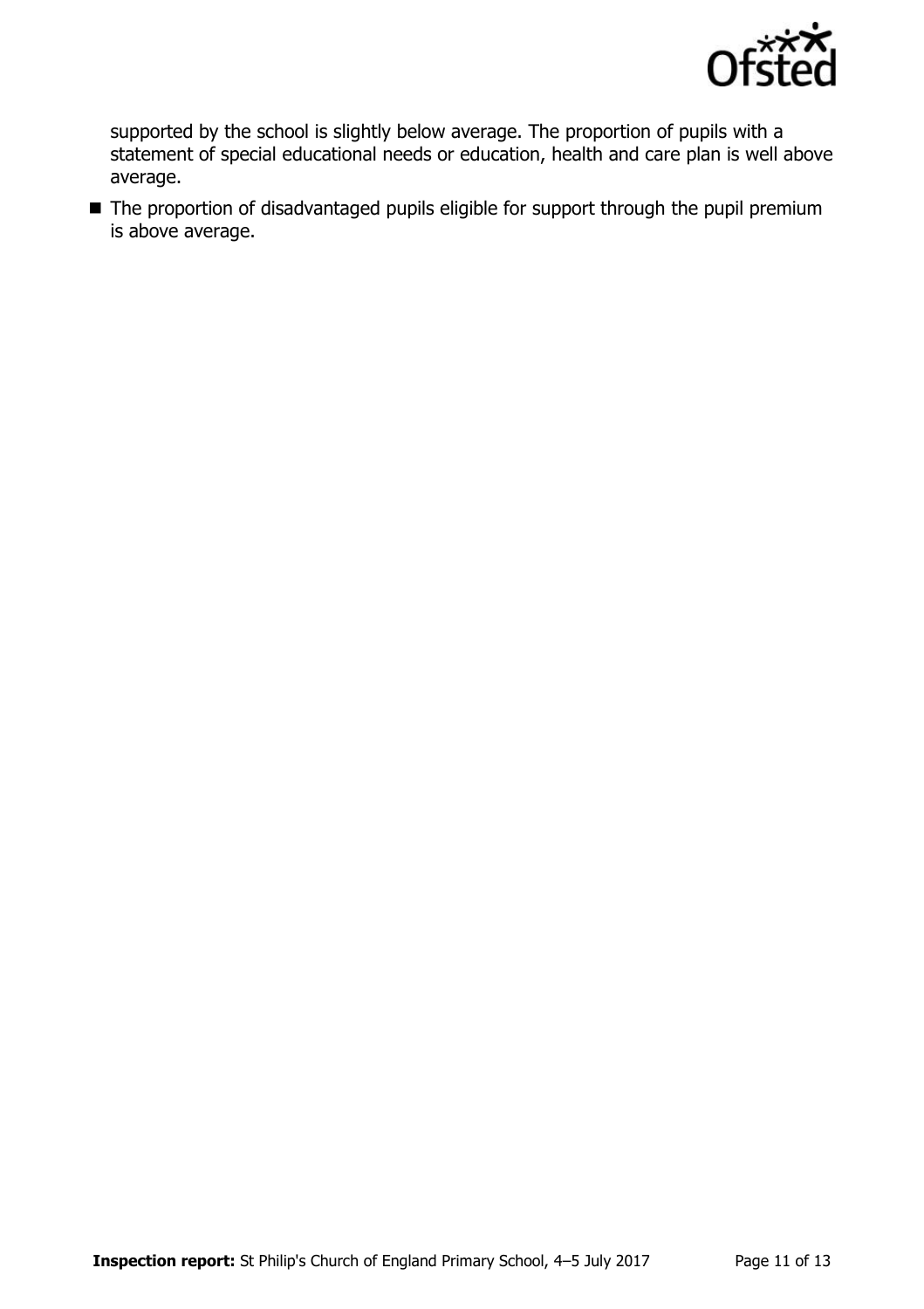supported by the school is slightly below average. The proportion of pupils with a statement of special educational needs or education, health and care plan is well above average.

- The proportion of disadvantaged pupils eligible for support through the pupil premium is above average.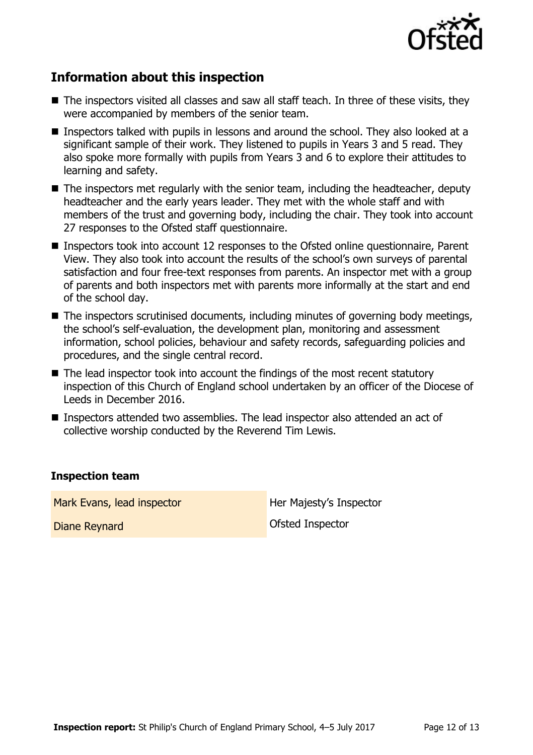## Information about this inspection

- The inspectors visited all classes and saw all staff teach. In three of these visits, they were accompanied by members of the senior team.
- Inspectors talked with pupils in lessons and around the school. They also looked at a significant sample of their work. They listened to pupils in Years 3 and 5 read. They also spoke more formally with pupils from Years 3 and 6 to explore their attitudes to learning and safety.
- The inspectors met regularly with the senior team, including the headteacher, deputy headteacher and the early years leader. They met with the whole staff and with members of the trust and governing body, including the chair. They took into account 27 responses to the Ofsted staff questionnaire.
- Inspectors took into account 12 responses to the Ofsted online questionnaire, Parent View. They also took into account the results of the school's own surveys of parental satisfaction and four free-text responses from parents. An inspector met with a group of parents and both inspectors met with parents more informally at the start and end of the school day.
- The inspectors scrutinised documents, including minutes of governing body meetings, the school's self-evaluation, the development plan, monitoring and assessment information, school policies, behaviour and safety records, safeguarding policies and procedures, and the single central record.
- The lead inspector took into account the findings of the most recent statutory inspection of this Church of England school undertaken by an officer of the Diocese of Leeds in December 2016.
- Inspectors attended two assemblies. The lead inspector also attended an act of collective worship conducted by the Reverend Tim Lewis.

### Inspection team

| | |
|---|---|
| Mark Evans, lead inspector | Her Majesty's Inspector |
| Diane Reynard | Ofsted Inspector |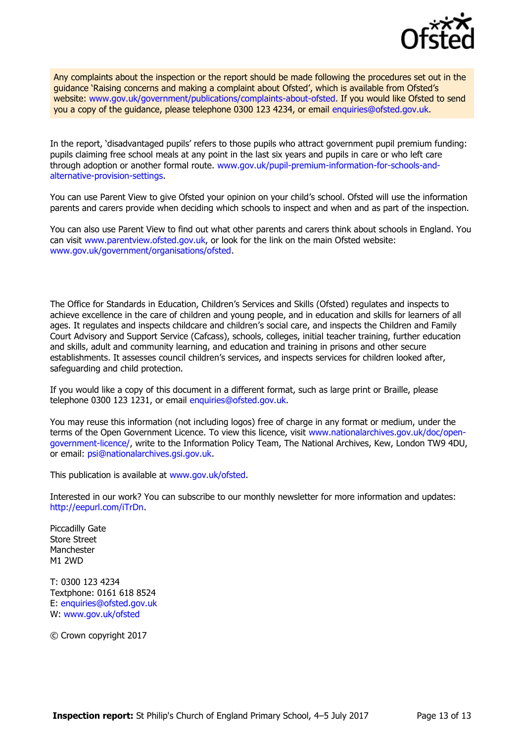Any complaints about the inspection or the report should be made following the procedures set out in the guidance 'Raising concerns and making a complaint about Ofsted', which is available from Ofsted's website: www.gov.uk/government/publications/complaints-about-ofsted. If you would like Ofsted to send you a copy of the guidance, please telephone 0300 123 4234, or email enquiries@ofsted.gov.uk.

In the report, 'disadvantaged pupils' refers to those pupils who attract government pupil premium funding: pupils claiming free school meals at any point in the last six years and pupils in care or who left care through adoption or another formal route. www.gov.uk/pupil-premium-information-for-schools-and-alternative-provision-settings.

You can use Parent View to give Ofsted your opinion on your child's school. Ofsted will use the information parents and carers provide when deciding which schools to inspect and when and as part of the inspection.

You can also use Parent View to find out what other parents and carers think about schools in England. You can visit www.parentview.ofsted.gov.uk, or look for the link on the main Ofsted website: www.gov.uk/government/organisations/ofsted.

The Office for Standards in Education, Children's Services and Skills (Ofsted) regulates and inspects to achieve excellence in the care of children and young people, and in education and skills for learners of all ages. It regulates and inspects childcare and children's social care, and inspects the Children and Family Court Advisory and Support Service (Cafcass), schools, colleges, initial teacher training, further education and skills, adult and community learning, and education and training in prisons and other secure establishments. It assesses council children's services, and inspects services for children looked after, safeguarding and child protection.

If you would like a copy of this document in a different format, such as large print or Braille, please telephone 0300 123 1231, or email enquiries@ofsted.gov.uk.

You may reuse this information (not including logos) free of charge in any format or medium, under the terms of the Open Government Licence. To view this licence, visit www.nationalarchives.gov.uk/doc/open-government-licence/, write to the Information Policy Team, The National Archives, Kew, London TW9 4DU, or email: psi@nationalarchives.gsi.gov.uk.

This publication is available at www.gov.uk/ofsted.

Interested in our work? You can subscribe to our monthly newsletter for more information and updates: http://eepurl.com/iTrDn.

Piccadilly Gate
Store Street
Manchester
M1 2WD

T: 0300 123 4234
Textphone: 0161 618 8524
E: enquiries@ofsted.gov.uk
W: www.gov.uk/ofsted

© Crown copyright 2017